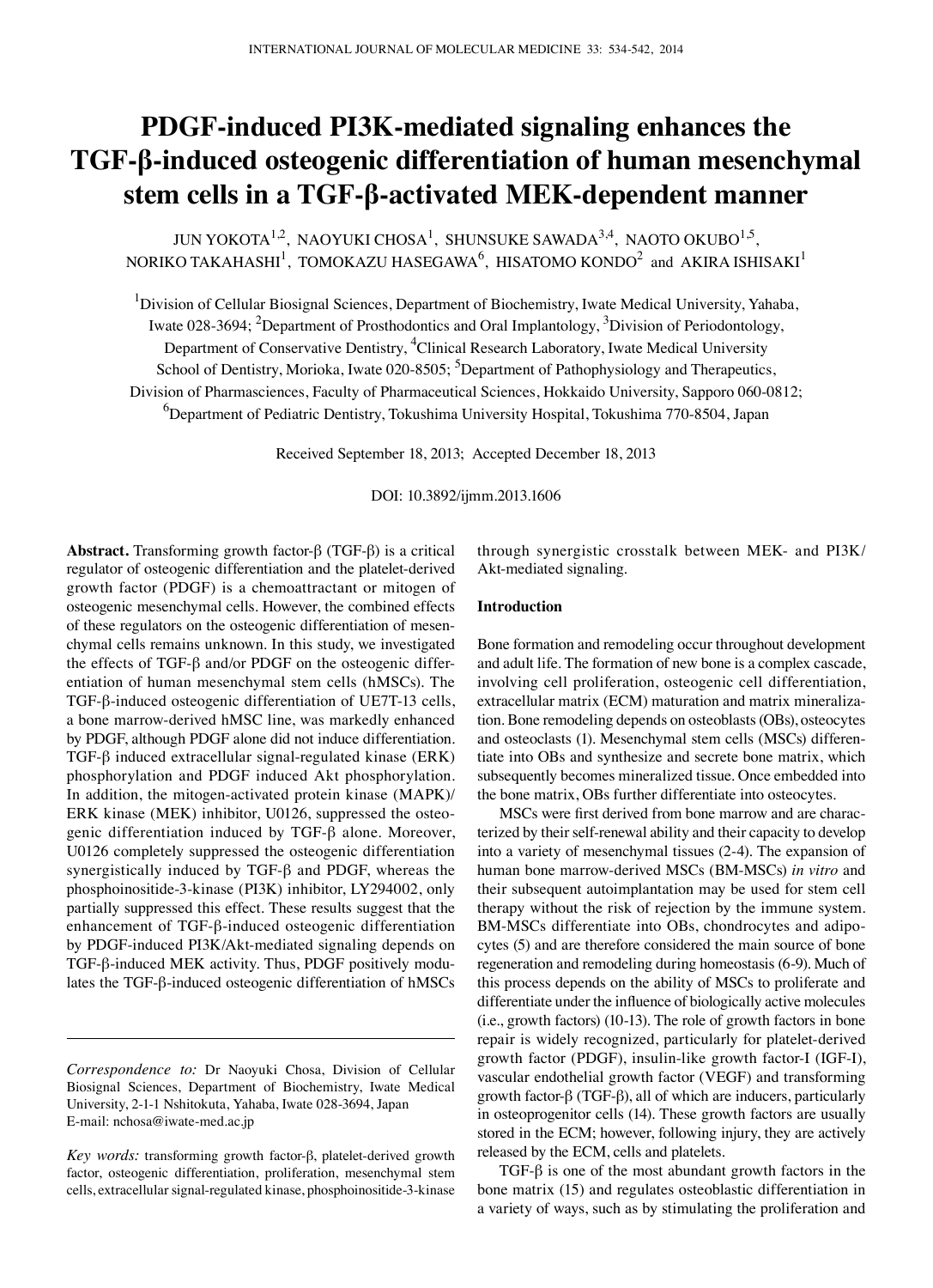# PDGF-induced PI3K-mediated signaling enhances the TGF-β-induced osteogenic differentiation of human mesenchymal stem cells in a TGF-β-activated MEK-dependent manner

JUN YOKOTA[1,2], NAOYUKI CHOSA[1], SHUNSUKE SAWADA[3,4], NAOTO OKUBO[1,5], NORIKO TAKAHASHI[1], TOMOKAZU HASEGAWA[6], HISATOMO KONDO[2] and AKIRA ISHISAKI[1]

[1]Division of Cellular Biosignal Sciences, Department of Biochemistry, Iwate Medical University, Yahaba, Iwate 028-3694; [2]Department of Prosthodontics and Oral Implantology, [3]Division of Periodontology, Department of Conservative Dentistry, [4]Clinical Research Laboratory, Iwate Medical University School of Dentistry, Morioka, Iwate 020-8505; [5]Department of Pathophysiology and Therapeutics, Division of Pharmasciences, Faculty of Pharmaceutical Sciences, Hokkaido University, Sapporo 060-0812; [6]Department of Pediatric Dentistry, Tokushima University Hospital, Tokushima 770-8504, Japan

Received September 18, 2013; Accepted December 18, 2013

DOI: 10.3892/ijmm.2013.1606

**Abstract.** Transforming growth factor-β (TGF-β) is a critical regulator of osteogenic differentiation and the platelet-derived growth factor (PDGF) is a chemoattractant or mitogen of osteogenic mesenchymal cells. However, the combined effects of these regulators on the osteogenic differentiation of mesenchymal cells remains unknown. In this study, we investigated the effects of TGF-β and/or PDGF on the osteogenic differentiation of human mesenchymal stem cells (hMSCs). The TGF-β-induced osteogenic differentiation of UE7T-13 cells, a bone marrow-derived hMSC line, was markedly enhanced by PDGF, although PDGF alone did not induce differentiation. TGF-β induced extracellular signal-regulated kinase (ERK) phosphorylation and PDGF induced Akt phosphorylation. In addition, the mitogen-activated protein kinase (MAPK)/ERK kinase (MEK) inhibitor, U0126, suppressed the osteogenic differentiation induced by TGF-β alone. Moreover, U0126 completely suppressed the osteogenic differentiation synergistically induced by TGF-β and PDGF, whereas the phosphoinositide-3-kinase (PI3K) inhibitor, LY294002, only partially suppressed this effect. These results suggest that the enhancement of TGF-β-induced osteogenic differentiation by PDGF-induced PI3K/Akt-mediated signaling depends on TGF-β-induced MEK activity. Thus, PDGF positively modulates the TGF-β-induced osteogenic differentiation of hMSCs through synergistic crosstalk between MEK- and PI3K/Akt-mediated signaling.

*Correspondence to:* Dr Naoyuki Chosa, Division of Cellular Biosignal Sciences, Department of Biochemistry, Iwate Medical University, 2-1-1 Nshitokuta, Yahaba, Iwate 028-3694, Japan
E-mail: nchosa@iwate-med.ac.jp

*Key words:* transforming growth factor-β, platelet-derived growth factor, osteogenic differentiation, proliferation, mesenchymal stem cells, extracellular signal-regulated kinase, phosphoinositide-3-kinase

## Introduction

Bone formation and remodeling occur throughout development and adult life. The formation of new bone is a complex cascade, involving cell proliferation, osteogenic cell differentiation, extracellular matrix (ECM) maturation and matrix mineralization. Bone remodeling depends on osteoblasts (OBs), osteocytes and osteoclasts (1). Mesenchymal stem cells (MSCs) differentiate into OBs and synthesize and secrete bone matrix, which subsequently becomes mineralized tissue. Once embedded into the bone matrix, OBs further differentiate into osteocytes.

MSCs were first derived from bone marrow and are characterized by their self-renewal ability and their capacity to develop into a variety of mesenchymal tissues (2-4). The expansion of human bone marrow-derived MSCs (BM-MSCs) *in vitro* and their subsequent autoimplantation may be used for stem cell therapy without the risk of rejection by the immune system. BM-MSCs differentiate into OBs, chondrocytes and adipocytes (5) and are therefore considered the main source of bone regeneration and remodeling during homeostasis (6-9). Much of this process depends on the ability of MSCs to proliferate and differentiate under the influence of biologically active molecules (i.e., growth factors) (10-13). The role of growth factors in bone repair is widely recognized, particularly for platelet-derived growth factor (PDGF), insulin-like growth factor-I (IGF-I), vascular endothelial growth factor (VEGF) and transforming growth factor-β (TGF-β), all of which are inducers, particularly in osteoprogenitor cells (14). These growth factors are usually stored in the ECM; however, following injury, they are actively released by the ECM, cells and platelets.

TGF-β is one of the most abundant growth factors in the bone matrix (15) and regulates osteoblastic differentiation in a variety of ways, such as by stimulating the proliferation and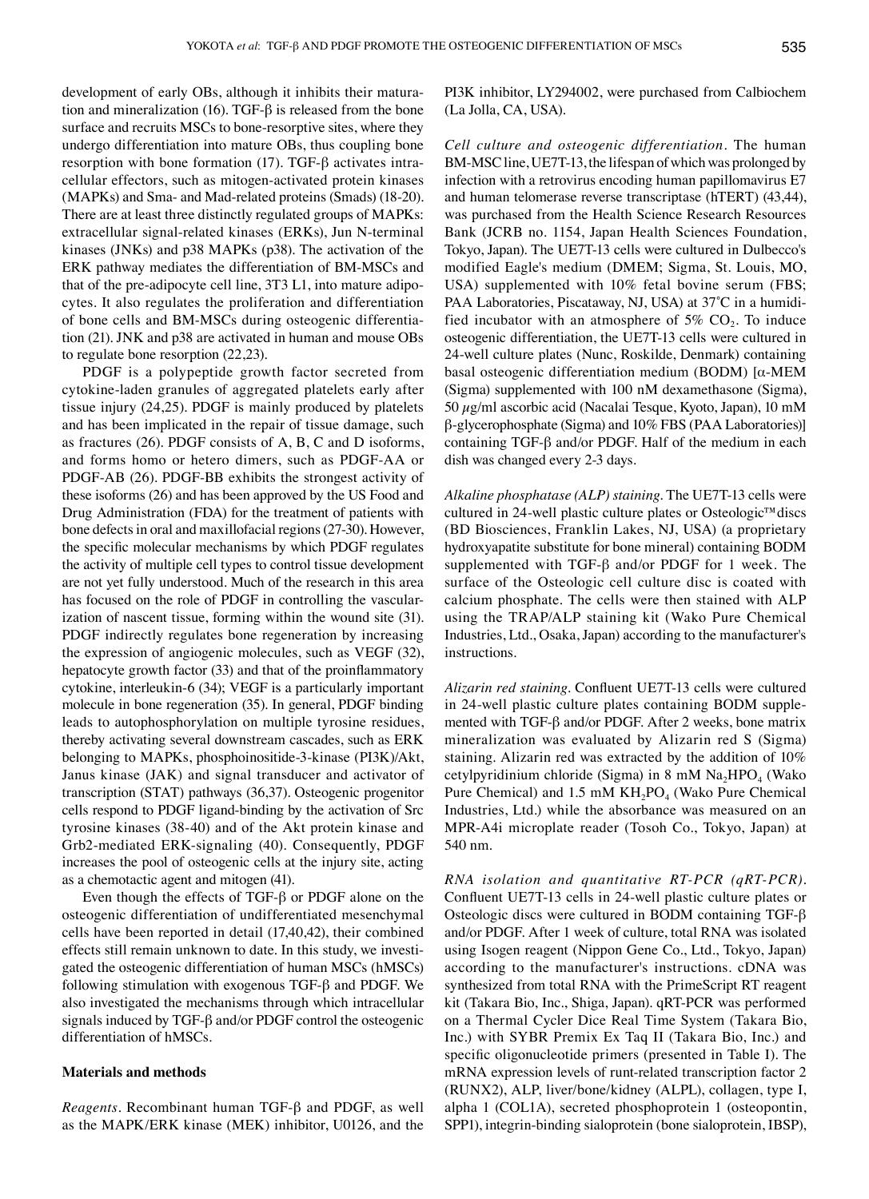development of early OBs, although it inhibits their maturation and mineralization (16). TGF-β is released from the bone surface and recruits MSCs to bone-resorptive sites, where they undergo differentiation into mature OBs, thus coupling bone resorption with bone formation (17). TGF-β activates intracellular effectors, such as mitogen-activated protein kinases (MAPKs) and Sma- and Mad-related proteins (Smads) (18-20). There are at least three distinctly regulated groups of MAPKs: extracellular signal-related kinases (ERKs), Jun N-terminal kinases (JNKs) and p38 MAPKs (p38). The activation of the ERK pathway mediates the differentiation of BM-MSCs and that of the pre-adipocyte cell line, 3T3 L1, into mature adipocytes. It also regulates the proliferation and differentiation of bone cells and BM-MSCs during osteogenic differentiation (21). JNK and p38 are activated in human and mouse OBs to regulate bone resorption (22,23).

PDGF is a polypeptide growth factor secreted from cytokine-laden granules of aggregated platelets early after tissue injury (24,25). PDGF is mainly produced by platelets and has been implicated in the repair of tissue damage, such as fractures (26). PDGF consists of A, B, C and D isoforms, and forms homo or hetero dimers, such as PDGF-AA or PDGF-AB (26). PDGF-BB exhibits the strongest activity of these isoforms (26) and has been approved by the US Food and Drug Administration (FDA) for the treatment of patients with bone defects in oral and maxillofacial regions (27-30). However, the specific molecular mechanisms by which PDGF regulates the activity of multiple cell types to control tissue development are not yet fully understood. Much of the research in this area has focused on the role of PDGF in controlling the vascularization of nascent tissue, forming within the wound site (31). PDGF indirectly regulates bone regeneration by increasing the expression of angiogenic molecules, such as VEGF (32), hepatocyte growth factor (33) and that of the proinflammatory cytokine, interleukin-6 (34); VEGF is a particularly important molecule in bone regeneration (35). In general, PDGF binding leads to autophosphorylation on multiple tyrosine residues, thereby activating several downstream cascades, such as ERK belonging to MAPKs, phosphoinositide-3-kinase (PI3K)/Akt, Janus kinase (JAK) and signal transducer and activator of transcription (STAT) pathways (36,37). Osteogenic progenitor cells respond to PDGF ligand-binding by the activation of Src tyrosine kinases (38-40) and of the Akt protein kinase and Grb2-mediated ERK-signaling (40). Consequently, PDGF increases the pool of osteogenic cells at the injury site, acting as a chemotactic agent and mitogen (41).

Even though the effects of TGF-β or PDGF alone on the osteogenic differentiation of undifferentiated mesenchymal cells have been reported in detail (17,40,42), their combined effects still remain unknown to date. In this study, we investigated the osteogenic differentiation of human MSCs (hMSCs) following stimulation with exogenous TGF-β and PDGF. We also investigated the mechanisms through which intracellular signals induced by TGF-β and/or PDGF control the osteogenic differentiation of hMSCs.

## Materials and methods

*Reagents.* Recombinant human TGF-β and PDGF, as well as the MAPK/ERK kinase (MEK) inhibitor, U0126, and the PI3K inhibitor, LY294002, were purchased from Calbiochem (La Jolla, CA, USA).

*Cell culture and osteogenic differentiation.* The human BM-MSC line, UE7T-13, the lifespan of which was prolonged by infection with a retrovirus encoding human papillomavirus E7 and human telomerase reverse transcriptase (hTERT) (43,44), was purchased from the Health Science Research Resources Bank (JCRB no. 1154, Japan Health Sciences Foundation, Tokyo, Japan). The UE7T-13 cells were cultured in Dulbecco's modified Eagle's medium (DMEM; Sigma, St. Louis, MO, USA) supplemented with 10% fetal bovine serum (FBS; PAA Laboratories, Piscataway, NJ, USA) at 37˚C in a humidified incubator with an atmosphere of 5% $CO_2$. To induce osteogenic differentiation, the UE7T-13 cells were cultured in 24-well culture plates (Nunc, Roskilde, Denmark) containing basal osteogenic differentiation medium (BODM) [α-MEM (Sigma) supplemented with 100 nM dexamethasone (Sigma), 50 µg/ml ascorbic acid (Nacalai Tesque, Kyoto, Japan), 10 mM β-glycerophosphate (Sigma) and 10% FBS (PAA Laboratories)] containing TGF-β and/or PDGF. Half of the medium in each dish was changed every 2-3 days.

*Alkaline phosphatase (ALP) staining.* The UE7T-13 cells were cultured in 24-well plastic culture plates or Osteologic™ discs (BD Biosciences, Franklin Lakes, NJ, USA) (a proprietary hydroxyapatite substitute for bone mineral) containing BODM supplemented with TGF-β and/or PDGF for 1 week. The surface of the Osteologic cell culture disc is coated with calcium phosphate. The cells were then stained with ALP using the TRAP/ALP staining kit (Wako Pure Chemical Industries, Ltd., Osaka, Japan) according to the manufacturer's instructions.

*Alizarin red staining.* Confluent UE7T-13 cells were cultured in 24-well plastic culture plates containing BODM supplemented with TGF-β and/or PDGF. After 2 weeks, bone matrix mineralization was evaluated by Alizarin red S (Sigma) staining. Alizarin red was extracted by the addition of 10% cetylpyridinium chloride (Sigma) in 8 mM $Na_2HPO_4$ (Wako Pure Chemical) and 1.5 mM $KH_2PO_4$ (Wako Pure Chemical Industries, Ltd.) while the absorbance was measured on an MPR-A4i microplate reader (Tosoh Co., Tokyo, Japan) at 540 nm.

*RNA isolation and quantitative RT-PCR (qRT-PCR).* Confluent UE7T-13 cells in 24-well plastic culture plates or Osteologic discs were cultured in BODM containing TGF-β and/or PDGF. After 1 week of culture, total RNA was isolated using Isogen reagent (Nippon Gene Co., Ltd., Tokyo, Japan) according to the manufacturer's instructions. cDNA was synthesized from total RNA with the PrimeScript RT reagent kit (Takara Bio, Inc., Shiga, Japan). qRT-PCR was performed on a Thermal Cycler Dice Real Time System (Takara Bio, Inc.) with SYBR Premix Ex Taq II (Takara Bio, Inc.) and specific oligonucleotide primers (presented in Table I). The mRNA expression levels of runt-related transcription factor 2 (RUNX2), ALP, liver/bone/kidney (ALPL), collagen, type I, alpha 1 (COL1A), secreted phosphoprotein 1 (osteopontin, SPP1), integrin-binding sialoprotein (bone sialoprotein, IBSP),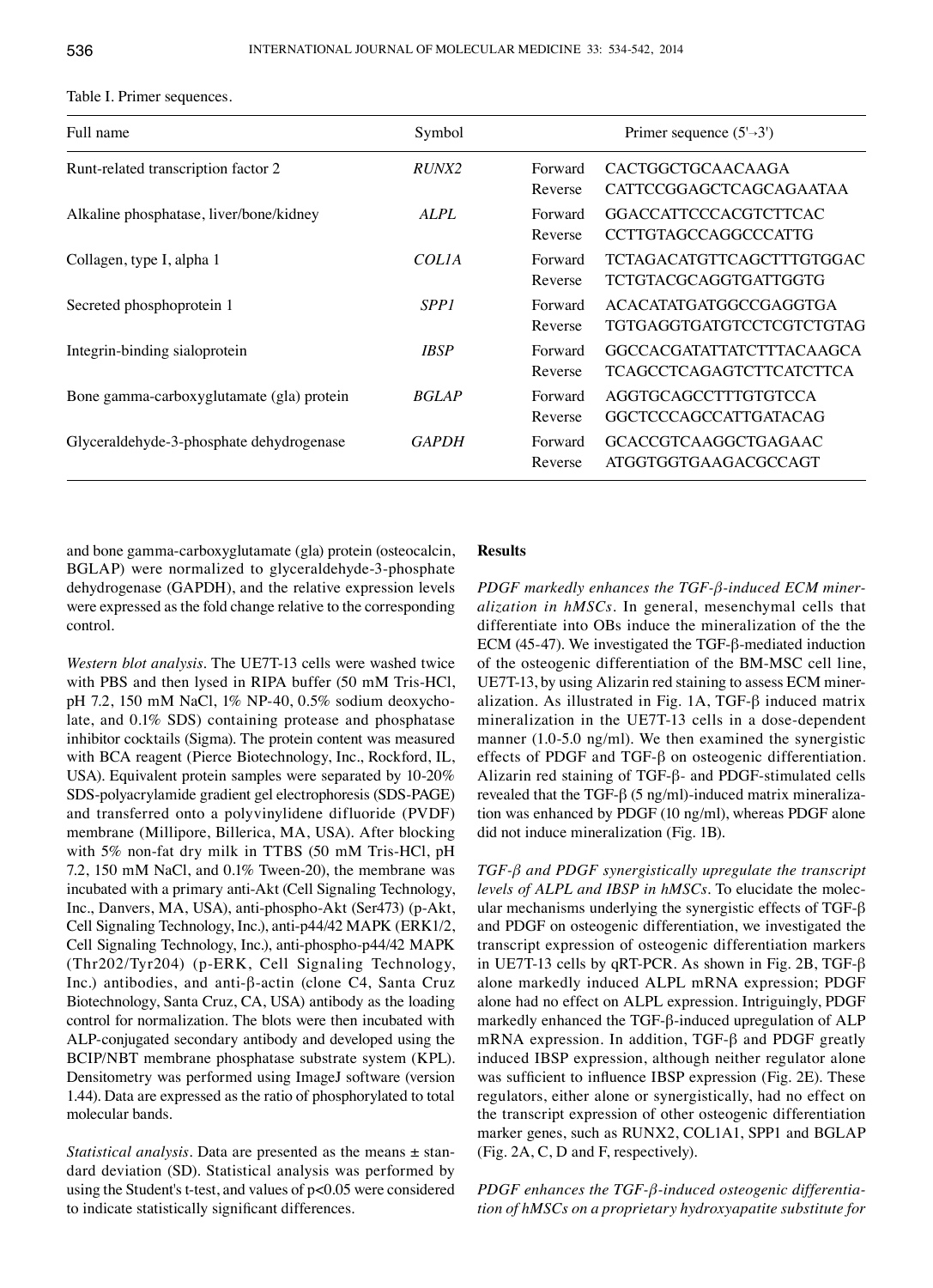Table I. Primer sequences.

| Full name | Symbol | | Primer sequence (5'→3') |
|---|---|---|---|
| Runt-related transcription factor 2 | *RUNX2* | Forward | CACTGGCTGCAACAAGA |
| | | Reverse | CATTCCGGAGCTCAGCAGAATAA |
| Alkaline phosphatase, liver/bone/kidney | *ALPL* | Forward | GGACCATTCCCACGTCTTCAC |
| | | Reverse | CCTTGTAGCCAGGCCCATTG |
| Collagen, type I, alpha 1 | *COL1A* | Forward | TCTAGACATGTTCAGCTTTGTGGAC |
| | | Reverse | TCTGTACGCAGGTGATTGGTG |
| Secreted phosphoprotein 1 | *SPP1* | Forward | ACACATATGATGGCCGAGGTGA |
| | | Reverse | TGTGAGGTGATGTCCTCGTCTGTAG |
| Integrin-binding sialoprotein | *IBSP* | Forward | GGCCACGATATTATCTTTACAAGCA |
| | | Reverse | TCAGCCTCAGAGTCTTCATCTTCA |
| Bone gamma-carboxyglutamate (gla) protein | *BGLAP* | Forward | AGGTGCAGCCTTTGTGTCCA |
| | | Reverse | GGCTCCCAGCCATTGATACAG |
| Glyceraldehyde-3-phosphate dehydrogenase | *GAPDH* | Forward | GCACCGTCAAGGCTGAGAAC |
| | | Reverse | ATGGTGGTGAAGACGCCAGT |

and bone gamma-carboxyglutamate (gla) protein (osteocalcin, BGLAP) were normalized to glyceraldehyde-3-phosphate dehydrogenase (GAPDH), and the relative expression levels were expressed as the fold change relative to the corresponding control.

*Western blot analysis.* The UE7T-13 cells were washed twice with PBS and then lysed in RIPA buffer (50 mM Tris-HCl, pH 7.2, 150 mM NaCl, 1% NP-40, 0.5% sodium deoxycholate, and 0.1% SDS) containing protease and phosphatase inhibitor cocktails (Sigma). The protein content was measured with BCA reagent (Pierce Biotechnology, Inc., Rockford, IL, USA). Equivalent protein samples were separated by 10-20% SDS-polyacrylamide gradient gel electrophoresis (SDS-PAGE) and transferred onto a polyvinylidene difluoride (PVDF) membrane (Millipore, Billerica, MA, USA). After blocking with 5% non-fat dry milk in TTBS (50 mM Tris-HCl, pH 7.2, 150 mM NaCl, and 0.1% Tween-20), the membrane was incubated with a primary anti-Akt (Cell Signaling Technology, Inc., Danvers, MA, USA), anti-phospho-Akt (Ser473) (p-Akt, Cell Signaling Technology, Inc.), anti-p44/42 MAPK (ERK1/2, Cell Signaling Technology, Inc.), anti-phospho-p44/42 MAPK (Thr202/Tyr204) (p-ERK, Cell Signaling Technology, Inc.) antibodies, and anti-β-actin (clone C4, Santa Cruz Biotechnology, Santa Cruz, CA, USA) antibody as the loading control for normalization. The blots were then incubated with ALP-conjugated secondary antibody and developed using the BCIP/NBT membrane phosphatase substrate system (KPL). Densitometry was performed using ImageJ software (version 1.44). Data are expressed as the ratio of phosphorylated to total molecular bands.

*Statistical analysis.* Data are presented as the means ± standard deviation (SD). Statistical analysis was performed by using the Student's t-test, and values of $p<0.05$ were considered to indicate statistically significant differences.

## Results

*PDGF markedly enhances the TGF-β-induced ECM mineralization in hMSCs.* In general, mesenchymal cells that differentiate into OBs induce the mineralization of the the ECM (45-47). We investigated the TGF-β-mediated induction of the osteogenic differentiation of the BM-MSC cell line, UE7T-13, by using Alizarin red staining to assess ECM mineralization. As illustrated in Fig. 1A, TGF-β induced matrix mineralization in the UE7T-13 cells in a dose-dependent manner (1.0-5.0 ng/ml). We then examined the synergistic effects of PDGF and TGF-β on osteogenic differentiation. Alizarin red staining of TGF-β- and PDGF-stimulated cells revealed that the TGF-β (5 ng/ml)-induced matrix mineralization was enhanced by PDGF (10 ng/ml), whereas PDGF alone did not induce mineralization (Fig. 1B).

*TGF-β and PDGF synergistically upregulate the transcript levels of ALPL and IBSP in hMSCs.* To elucidate the molecular mechanisms underlying the synergistic effects of TGF-β and PDGF on osteogenic differentiation, we investigated the transcript expression of osteogenic differentiation markers in UE7T-13 cells by qRT-PCR. As shown in Fig. 2B, TGF-β alone markedly induced ALPL mRNA expression; PDGF alone had no effect on ALPL expression. Intriguingly, PDGF markedly enhanced the TGF-β-induced upregulation of ALP mRNA expression. In addition, TGF-β and PDGF greatly induced IBSP expression, although neither regulator alone was sufficient to influence IBSP expression (Fig. 2E). These regulators, either alone or synergistically, had no effect on the transcript expression of other osteogenic differentiation marker genes, such as RUNX2, COL1A1, SPP1 and BGLAP (Fig. 2A, C, D and F, respectively).

*PDGF enhances the TGF-β-induced osteogenic differentiation of hMSCs on a proprietary hydroxyapatite substitute for*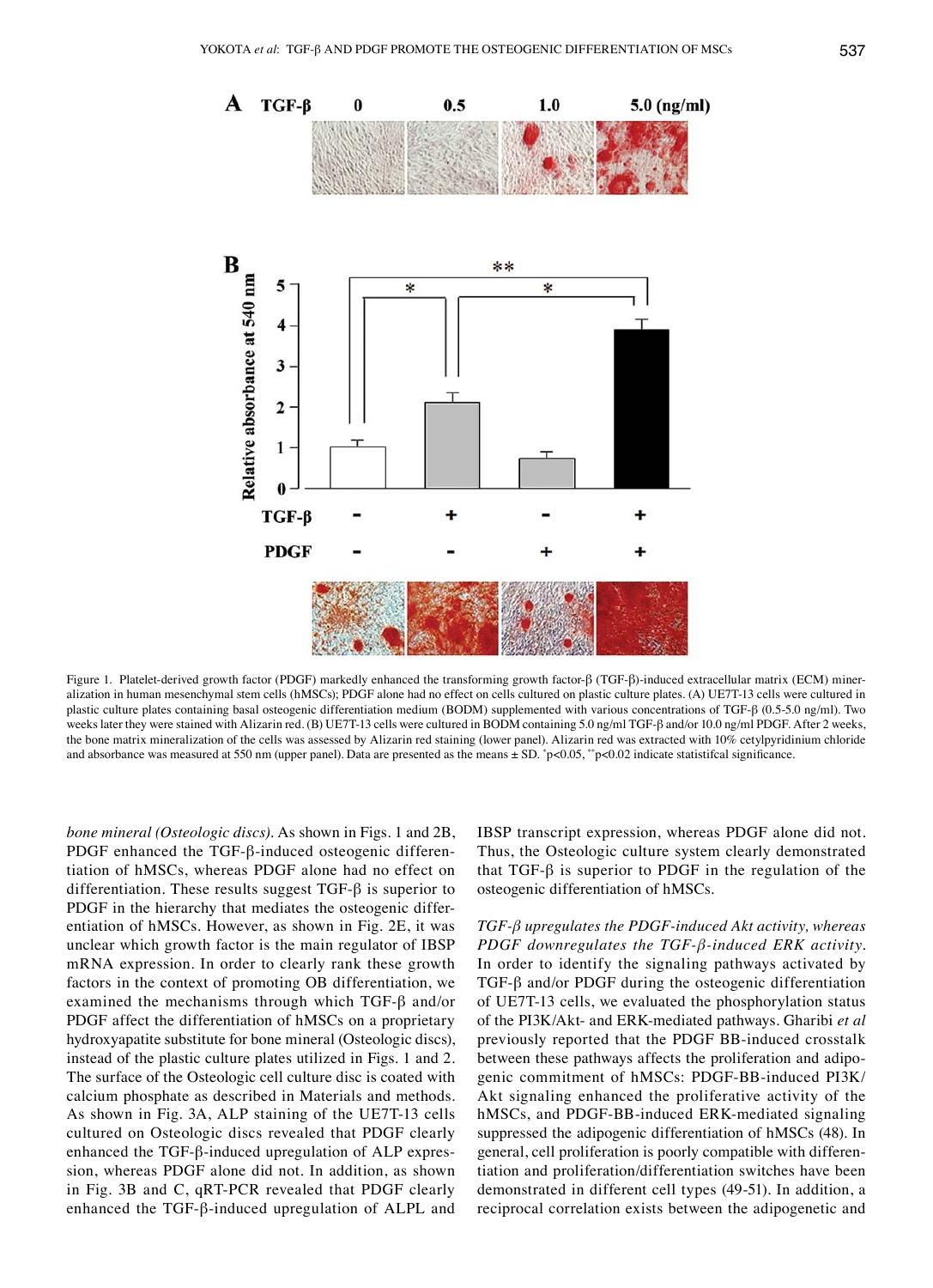Figure 1. Platelet-derived growth factor (PDGF) markedly enhanced the transforming growth factor-β (TGF-β)-induced extracellular matrix (ECM) mineralization in human mesenchymal stem cells (hMSCs); PDGF alone had no effect on cells cultured on plastic culture plates. (A) UE7T-13 cells were cultured in plastic culture plates containing basal osteogenic differentiation medium (BODM) supplemented with various concentrations of TGF-β (0.5-5.0 ng/ml). Two weeks later they were stained with Alizarin red. (B) UE7T-13 cells were cultured in BODM containing 5.0 ng/ml TGF-β and/or 10.0 ng/ml PDGF. After 2 weeks, the bone matrix mineralization of the cells was assessed by Alizarin red staining (lower panel). Alizarin red was extracted with 10% cetylpyridinium chloride and absorbance was measured at 550 nm (upper panel). Data are presented as the means ± SD. *p<0.05, **p<0.02 indicate statistifcal significance.

*bone mineral (Osteologic discs).* As shown in Figs. 1 and 2B, PDGF enhanced the TGF-β-induced osteogenic differentiation of hMSCs, whereas PDGF alone had no effect on differentiation. These results suggest TGF-β is superior to PDGF in the hierarchy that mediates the osteogenic differentiation of hMSCs. However, as shown in Fig. 2E, it was unclear which growth factor is the main regulator of IBSP mRNA expression. In order to clearly rank these growth factors in the context of promoting OB differentiation, we examined the mechanisms through which TGF-β and/or PDGF affect the differentiation of hMSCs on a proprietary hydroxyapatite substitute for bone mineral (Osteologic discs), instead of the plastic culture plates utilized in Figs. 1 and 2. The surface of the Osteologic cell culture disc is coated with calcium phosphate as described in Materials and methods. As shown in Fig. 3A, ALP staining of the UE7T-13 cells cultured on Osteologic discs revealed that PDGF clearly enhanced the TGF-β-induced upregulation of ALP expression, whereas PDGF alone did not. In addition, as shown in Fig. 3B and C, qRT-PCR revealed that PDGF clearly enhanced the TGF-β-induced upregulation of ALPL and IBSP transcript expression, whereas PDGF alone did not. Thus, the Osteologic culture system clearly demonstrated that TGF-β is superior to PDGF in the regulation of the osteogenic differentiation of hMSCs.

*TGF-β upregulates the PDGF-induced Akt activity, whereas PDGF downregulates the TGF-β-induced ERK activity.* In order to identify the signaling pathways activated by TGF-β and/or PDGF during the osteogenic differentiation of UE7T-13 cells, we evaluated the phosphorylation status of the PI3K/Akt- and ERK-mediated pathways. Gharibi *et al* previously reported that the PDGF BB-induced crosstalk between these pathways affects the proliferation and adipogenic commitment of hMSCs: PDGF-BB-induced PI3K/Akt signaling enhanced the proliferative activity of the hMSCs, and PDGF-BB-induced ERK-mediated signaling suppressed the adipogenic differentiation of hMSCs (48). In general, cell proliferation is poorly compatible with differentiation and proliferation/differentiation switches have been demonstrated in different cell types (49-51). In addition, a reciprocal correlation exists between the adipogenetic and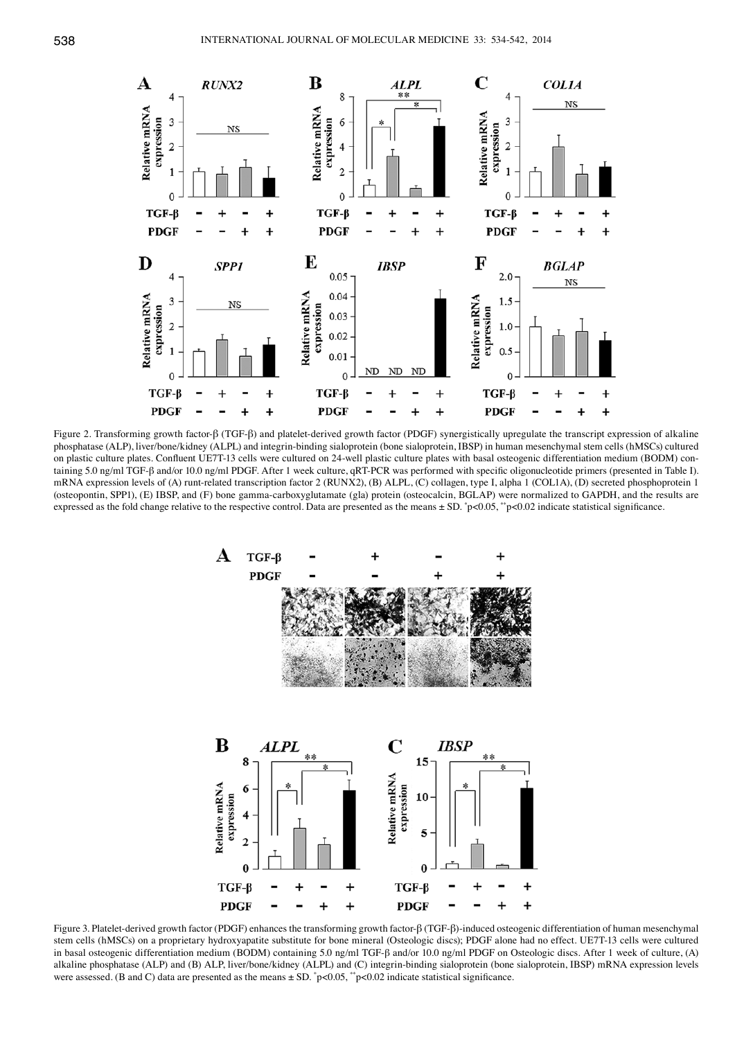Figure 2. Transforming growth factor-β (TGF-β) and platelet-derived growth factor (PDGF) synergistically upregulate the transcript expression of alkaline phosphatase (ALP), liver/bone/kidney (ALPL) and integrin-binding sialoprotein (bone sialoprotein, IBSP) in human mesenchymal stem cells (hMSCs) cultured on plastic culture plates. Confluent UE7T-13 cells were cultured on 24-well plastic culture plates with basal osteogenic differentiation medium (BODM) containing 5.0 ng/ml TGF-β and/or 10.0 ng/ml PDGF. After 1 week culture, qRT-PCR was performed with specific oligonucleotide primers (presented in Table I). mRNA expression levels of (A) runt-related transcription factor 2 (RUNX2), (B) ALPL, (C) collagen, type I, alpha 1 (COL1A), (D) secreted phosphoprotein 1 (osteopontin, SPP1), (E) IBSP, and (F) bone gamma-carboxyglutamate (gla) protein (osteocalcin, BGLAP) were normalized to GAPDH, and the results are expressed as the fold change relative to the respective control. Data are presented as the means ± SD. *p<0.05, **p<0.02 indicate statistical significance.

Figure 3. Platelet-derived growth factor (PDGF) enhances the transforming growth factor-β (TGF-β)-induced osteogenic differentiation of human mesenchymal stem cells (hMSCs) on a proprietary hydroxyapatite substitute for bone mineral (Osteologic discs); PDGF alone had no effect. UE7T-13 cells were cultured in basal osteogenic differentiation medium (BODM) containing 5.0 ng/ml TGF-β and/or 10.0 ng/ml PDGF on Osteologic discs. After 1 week of culture, (A) alkaline phosphatase (ALP) and (B) ALP, liver/bone/kidney (ALPL) and (C) integrin-binding sialoprotein (bone sialoprotein, IBSP) mRNA expression levels were assessed. (B and C) data are presented as the means ± SD. *p<0.05, **p<0.02 indicate statistical significance.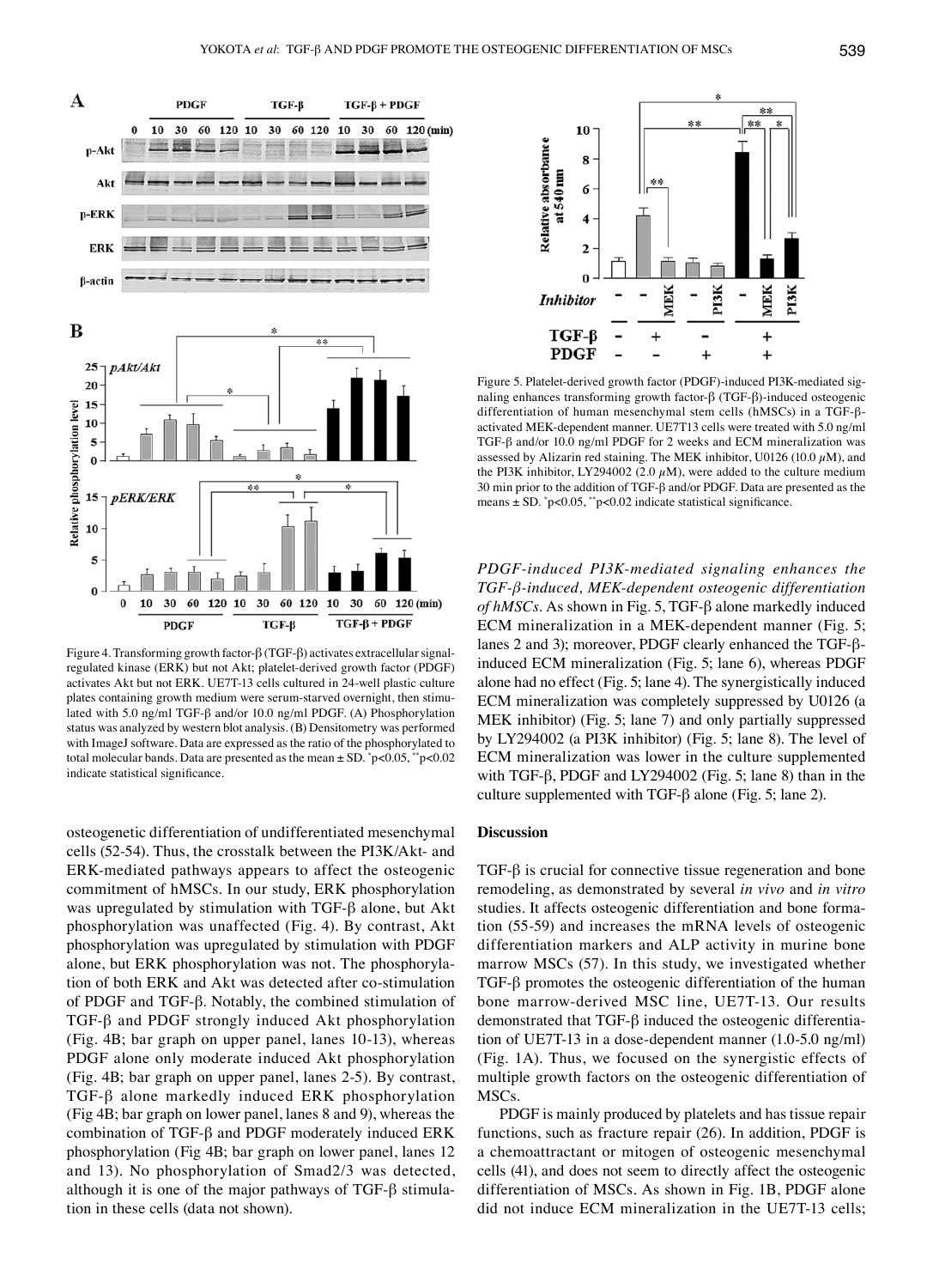Figure 4. Transforming growth factor-β (TGF-β) activates extracellular signal-regulated kinase (ERK) but not Akt; platelet-derived growth factor (PDGF) activates Akt but not ERK. UE7T-13 cells cultured in 24-well plastic culture plates containing growth medium were serum-starved overnight, then stimulated with 5.0 ng/ml TGF-β and/or 10.0 ng/ml PDGF. (A) Phosphorylation status was analyzed by western blot analysis. (B) Densitometry was performed with ImageJ software. Data are expressed as the ratio of the phosphorylated to total molecular bands. Data are presented as the mean ± SD. *p<0.05, **p<0.02 indicate statistical significance.

Figure 5. Platelet-derived growth factor (PDGF)-induced PI3K-mediated signaling enhances transforming growth factor-β (TGF-β)-induced osteogenic differentiation of human mesenchymal stem cells (hMSCs) in a TGF-β-activated MEK-dependent manner. UE7T13 cells were treated with 5.0 ng/ml TGF-β and/or 10.0 ng/ml PDGF for 2 weeks and ECM mineralization was assessed by Alizarin red staining. The MEK inhibitor, U0126 (10.0 µM), and the PI3K inhibitor, LY294002 (2.0 µM), were added to the culture medium 30 min prior to the addition of TGF-β and/or PDGF. Data are presented as the means ± SD. *p<0.05, **p<0.02 indicate statistical significance.

osteogenetic differentiation of undifferentiated mesenchymal cells (52-54). Thus, the crosstalk between the PI3K/Akt- and ERK-mediated pathways appears to affect the osteogenic commitment of hMSCs. In our study, ERK phosphorylation was upregulated by stimulation with TGF-β alone, but Akt phosphorylation was unaffected (Fig. 4). By contrast, Akt phosphorylation was upregulated by stimulation with PDGF alone, but ERK phosphorylation was not. The phosphorylation of both ERK and Akt was detected after co-stimulation of PDGF and TGF-β. Notably, the combined stimulation of TGF-β and PDGF strongly induced Akt phosphorylation (Fig. 4B; bar graph on upper panel, lanes 10-13), whereas PDGF alone only moderate induced Akt phosphorylation (Fig. 4B; bar graph on upper panel, lanes 2-5). By contrast, TGF-β alone markedly induced ERK phosphorylation (Fig 4B; bar graph on lower panel, lanes 8 and 9), whereas the combination of TGF-β and PDGF moderately induced ERK phosphorylation (Fig 4B; bar graph on lower panel, lanes 12 and 13). No phosphorylation of Smad2/3 was detected, although it is one of the major pathways of TGF-β stimulation in these cells (data not shown).

*PDGF-induced PI3K-mediated signaling enhances the TGF-β-induced, MEK-dependent osteogenic differentiation of hMSCs.* As shown in Fig. 5, TGF-β alone markedly induced ECM mineralization in a MEK-dependent manner (Fig. 5; lanes 2 and 3); moreover, PDGF clearly enhanced the TGF-β-induced ECM mineralization (Fig. 5; lane 6), whereas PDGF alone had no effect (Fig. 5; lane 4). The synergistically induced ECM mineralization was completely suppressed by U0126 (a MEK inhibitor) (Fig. 5; lane 7) and only partially suppressed by LY294002 (a PI3K inhibitor) (Fig. 5; lane 8). The level of ECM mineralization was lower in the culture supplemented with TGF-β, PDGF and LY294002 (Fig. 5; lane 8) than in the culture supplemented with TGF-β alone (Fig. 5; lane 2).

## Discussion

TGF-β is crucial for connective tissue regeneration and bone remodeling, as demonstrated by several *in vivo* and *in vitro* studies. It affects osteogenic differentiation and bone formation (55-59) and increases the mRNA levels of osteogenic differentiation markers and ALP activity in murine bone marrow MSCs (57). In this study, we investigated whether TGF-β promotes the osteogenic differentiation of the human bone marrow-derived MSC line, UE7T-13. Our results demonstrated that TGF-β induced the osteogenic differentiation of UE7T-13 in a dose-dependent manner (1.0-5.0 ng/ml) (Fig. 1A). Thus, we focused on the synergistic effects of multiple growth factors on the osteogenic differentiation of MSCs.

PDGF is mainly produced by platelets and has tissue repair functions, such as fracture repair (26). In addition, PDGF is a chemoattractant or mitogen of osteogenic mesenchymal cells (41), and does not seem to directly affect the osteogenic differentiation of MSCs. As shown in Fig. 1B, PDGF alone did not induce ECM mineralization in the UE7T-13 cells;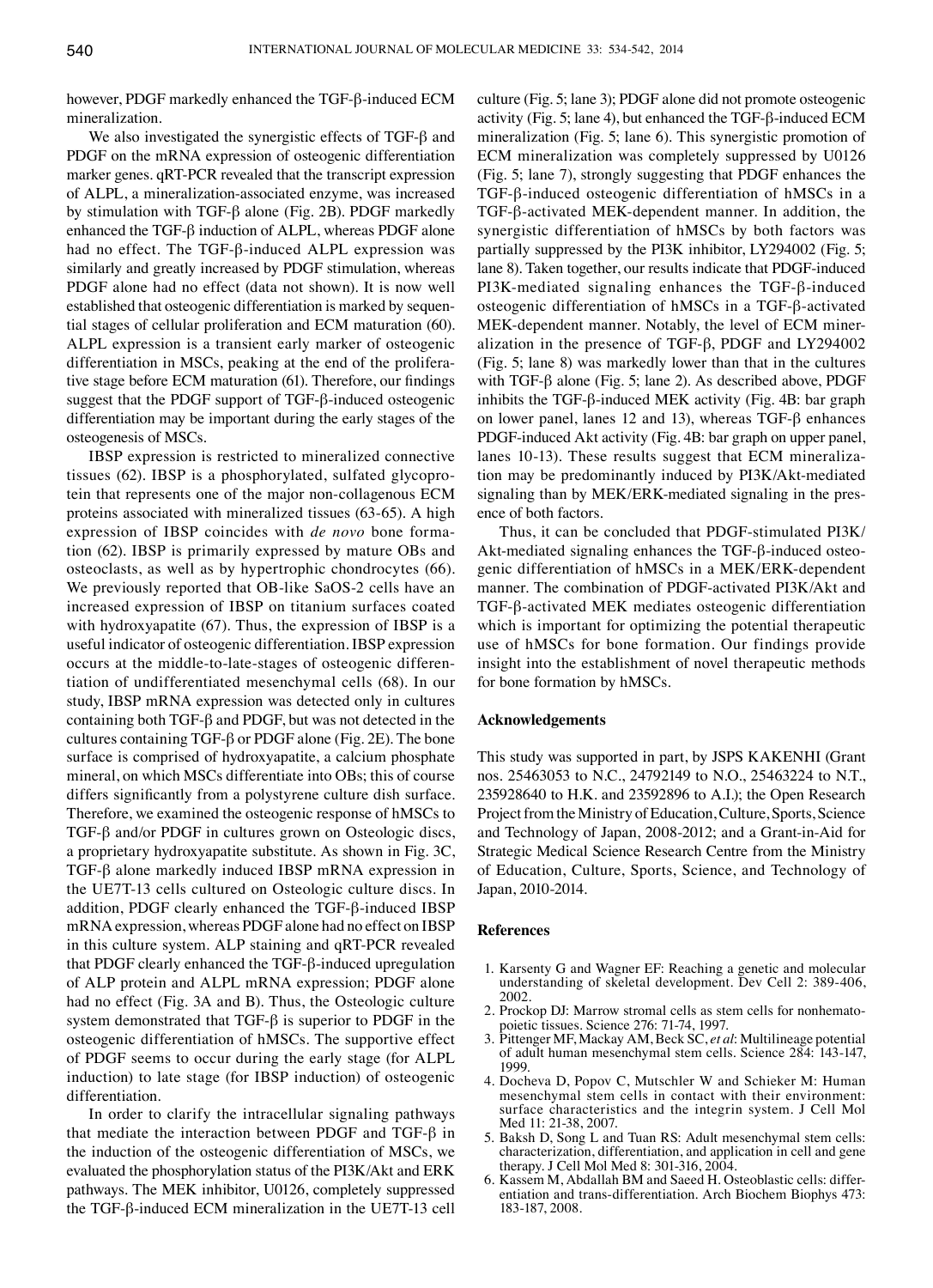however, PDGF markedly enhanced the TGF-β-induced ECM mineralization.

We also investigated the synergistic effects of TGF-β and PDGF on the mRNA expression of osteogenic differentiation marker genes. qRT-PCR revealed that the transcript expression of ALPL, a mineralization-associated enzyme, was increased by stimulation with TGF-β alone (Fig. 2B). PDGF markedly enhanced the TGF-β induction of ALPL, whereas PDGF alone had no effect. The TGF-β-induced ALPL expression was similarly and greatly increased by PDGF stimulation, whereas PDGF alone had no effect (data not shown). It is now well established that osteogenic differentiation is marked by sequential stages of cellular proliferation and ECM maturation (60). ALPL expression is a transient early marker of osteogenic differentiation in MSCs, peaking at the end of the proliferative stage before ECM maturation (61). Therefore, our findings suggest that the PDGF support of TGF-β-induced osteogenic differentiation may be important during the early stages of the osteogenesis of MSCs.

IBSP expression is restricted to mineralized connective tissues (62). IBSP is a phosphorylated, sulfated glycoprotein that represents one of the major non-collagenous ECM proteins associated with mineralized tissues (63-65). A high expression of IBSP coincides with *de novo* bone formation (62). IBSP is primarily expressed by mature OBs and osteoclasts, as well as by hypertrophic chondrocytes (66). We previously reported that OB-like SaOS-2 cells have an increased expression of IBSP on titanium surfaces coated with hydroxyapatite (67). Thus, the expression of IBSP is a useful indicator of osteogenic differentiation. IBSP expression occurs at the middle-to-late-stages of osteogenic differentiation of undifferentiated mesenchymal cells (68). In our study, IBSP mRNA expression was detected only in cultures containing both TGF-β and PDGF, but was not detected in the cultures containing TGF-β or PDGF alone (Fig. 2E). The bone surface is comprised of hydroxyapatite, a calcium phosphate mineral, on which MSCs differentiate into OBs; this of course differs significantly from a polystyrene culture dish surface. Therefore, we examined the osteogenic response of hMSCs to TGF-β and/or PDGF in cultures grown on Osteologic discs, a proprietary hydroxyapatite substitute. As shown in Fig. 3C, TGF-β alone markedly induced IBSP mRNA expression in the UE7T-13 cells cultured on Osteologic culture discs. In addition, PDGF clearly enhanced the TGF-β-induced IBSP mRNA expression, whereas PDGF alone had no effect on IBSP in this culture system. ALP staining and qRT-PCR revealed that PDGF clearly enhanced the TGF-β-induced upregulation of ALP protein and ALPL mRNA expression; PDGF alone had no effect (Fig. 3A and B). Thus, the Osteologic culture system demonstrated that TGF-β is superior to PDGF in the osteogenic differentiation of hMSCs. The supportive effect of PDGF seems to occur during the early stage (for ALPL induction) to late stage (for IBSP induction) of osteogenic differentiation.

In order to clarify the intracellular signaling pathways that mediate the interaction between PDGF and TGF-β in the induction of the osteogenic differentiation of MSCs, we evaluated the phosphorylation status of the PI3K/Akt and ERK pathways. The MEK inhibitor, U0126, completely suppressed the TGF-β-induced ECM mineralization in the UE7T-13 cell culture (Fig. 5; lane 3); PDGF alone did not promote osteogenic activity (Fig. 5; lane 4), but enhanced the TGF-β-induced ECM mineralization (Fig. 5; lane 6). This synergistic promotion of ECM mineralization was completely suppressed by U0126 (Fig. 5; lane 7), strongly suggesting that PDGF enhances the TGF-β-induced osteogenic differentiation of hMSCs in a TGF-β-activated MEK-dependent manner. In addition, the synergistic differentiation of hMSCs by both factors was partially suppressed by the PI3K inhibitor, LY294002 (Fig. 5; lane 8). Taken together, our results indicate that PDGF-induced PI3K-mediated signaling enhances the TGF-β-induced osteogenic differentiation of hMSCs in a TGF-β-activated MEK-dependent manner. Notably, the level of ECM mineralization in the presence of TGF-β, PDGF and LY294002 (Fig. 5; lane 8) was markedly lower than that in the cultures with TGF-β alone (Fig. 5; lane 2). As described above, PDGF inhibits the TGF-β-induced MEK activity (Fig. 4B: bar graph on lower panel, lanes 12 and 13), whereas TGF-β enhances PDGF-induced Akt activity (Fig. 4B: bar graph on upper panel, lanes 10-13). These results suggest that ECM mineralization may be predominantly induced by PI3K/Akt-mediated signaling than by MEK/ERK-mediated signaling in the presence of both factors.

Thus, it can be concluded that PDGF-stimulated PI3K/Akt-mediated signaling enhances the TGF-β-induced osteogenic differentiation of hMSCs in a MEK/ERK-dependent manner. The combination of PDGF-activated PI3K/Akt and TGF-β-activated MEK mediates osteogenic differentiation which is important for optimizing the potential therapeutic use of hMSCs for bone formation. Our findings provide insight into the establishment of novel therapeutic methods for bone formation by hMSCs.

## Acknowledgements

This study was supported in part, by JSPS KAKENHI (Grant nos. 25463053 to N.C., 24792149 to N.O., 25463224 to N.T., 235928640 to H.K. and 23592896 to A.I.); the Open Research Project from the Ministry of Education, Culture, Sports, Science and Technology of Japan, 2008-2012; and a Grant-in-Aid for Strategic Medical Science Research Centre from the Ministry of Education, Culture, Sports, Science, and Technology of Japan, 2010-2014.

## References

1. Karsenty G and Wagner EF: Reaching a genetic and molecular understanding of skeletal development. Dev Cell 2: 389-406, 2002.
2. Prockop DJ: Marrow stromal cells as stem cells for nonhematopoietic tissues. Science 276: 71-74, 1997.
3. Pittenger MF, Mackay AM, Beck SC, *et al*: Multilineage potential of adult human mesenchymal stem cells. Science 284: 143-147, 1999.
4. Docheva D, Popov C, Mutschler W and Schieker M: Human mesenchymal stem cells in contact with their environment: surface characteristics and the integrin system. J Cell Mol Med 11: 21-38, 2007.
5. Baksh D, Song L and Tuan RS: Adult mesenchymal stem cells: characterization, differentiation, and application in cell and gene therapy. J Cell Mol Med 8: 301-316, 2004.
6. Kassem M, Abdallah BM and Saeed H. Osteoblastic cells: differentiation and trans-differentiation. Arch Biochem Biophys 473: 183-187, 2008.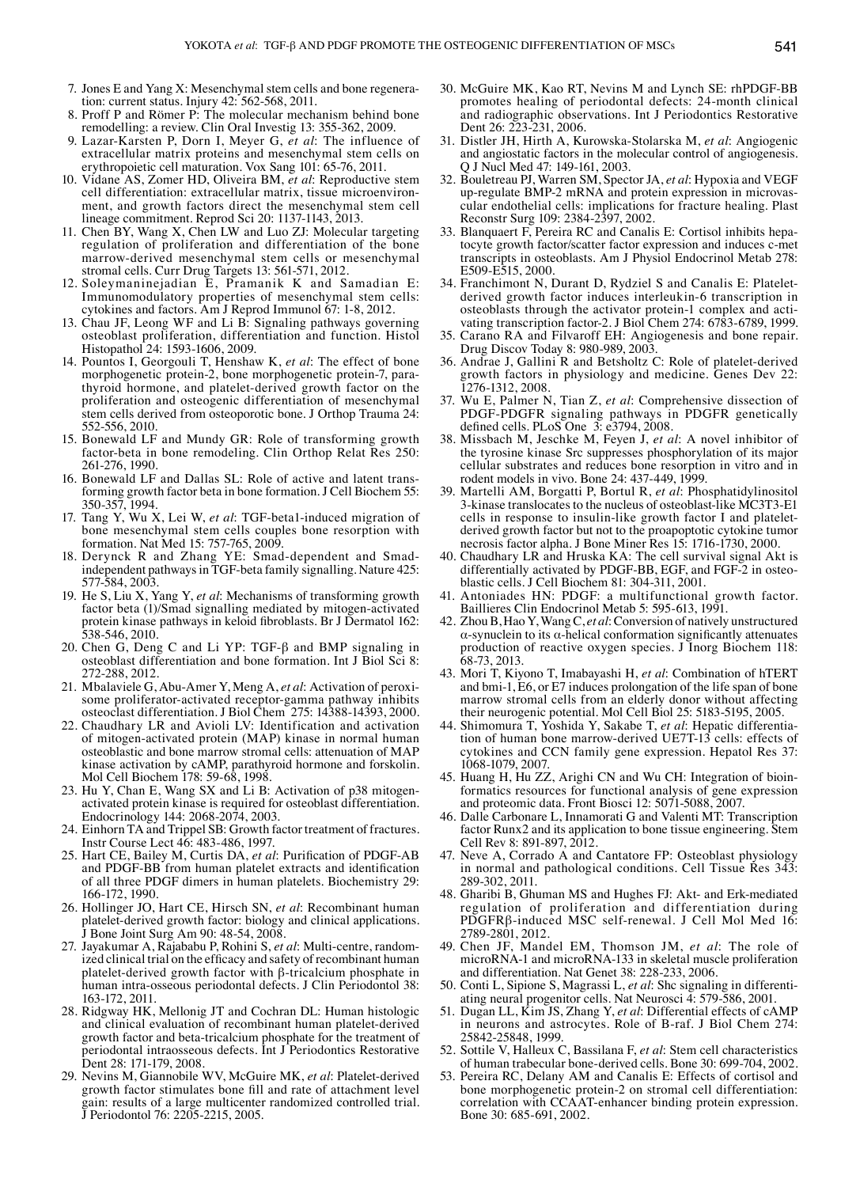7. Jones E and Yang X: Mesenchymal stem cells and bone regeneration: current status. Injury 42: 562-568, 2011.
8. Proff P and Römer P: The molecular mechanism behind bone remodelling: a review. Clin Oral Investig 13: 355-362, 2009.
9. Lazar-Karsten P, Dorn I, Meyer G, *et al*: The influence of extracellular matrix proteins and mesenchymal stem cells on erythropoietic cell maturation. Vox Sang 101: 65-76, 2011.
10. Vidane AS, Zomer HD, Oliveira BM, *et al*: Reproductive stem cell differentiation: extracellular matrix, tissue microenvironment, and growth factors direct the mesenchymal stem cell lineage commitment. Reprod Sci 20: 1137-1143, 2013.
11. Chen BY, Wang X, Chen LW and Luo ZJ: Molecular targeting regulation of proliferation and differentiation of the bone marrow-derived mesenchymal stem cells or mesenchymal stromal cells. Curr Drug Targets 13: 561-571, 2012.
12. Soleymaninejadian E, Pramanik K and Samadian E: Immunomodulatory properties of mesenchymal stem cells: cytokines and factors. Am J Reprod Immunol 67: 1-8, 2012.
13. Chau JF, Leong WF and Li B: Signaling pathways governing osteoblast proliferation, differentiation and function. Histol Histopathol 24: 1593-1606, 2009.
14. Pountos I, Georgouli T, Henshaw K, *et al*: The effect of bone morphogenetic protein-2, bone morphogenetic protein-7, parathyroid hormone, and platelet-derived growth factor on the proliferation and osteogenic differentiation of mesenchymal stem cells derived from osteoporotic bone. J Orthop Trauma 24: 552-556, 2010.
15. Bonewald LF and Mundy GR: Role of transforming growth factor-beta in bone remodeling. Clin Orthop Relat Res 250: 261-276, 1990.
16. Bonewald LF and Dallas SL: Role of active and latent transforming growth factor beta in bone formation. J Cell Biochem 55: 350-357, 1994.
17. Tang Y, Wu X, Lei W, *et al*: TGF-beta1-induced migration of bone mesenchymal stem cells couples bone resorption with formation. Nat Med 15: 757-765, 2009.
18. Derynck R and Zhang YE: Smad-dependent and Smad-independent pathways in TGF-beta family signalling. Nature 425: 577-584, 2003.
19. He S, Liu X, Yang Y, *et al*: Mechanisms of transforming growth factor beta (1)/Smad signalling mediated by mitogen-activated protein kinase pathways in keloid fibroblasts. Br J Dermatol 162: 538-546, 2010.
20. Chen G, Deng C and Li YP: TGF-β and BMP signaling in osteoblast differentiation and bone formation. Int J Biol Sci 8: 272-288, 2012.
21. Mbalaviele G, Abu-Amer Y, Meng A, *et al*: Activation of peroxisome proliferator-activated receptor-gamma pathway inhibits osteoclast differentiation. J Biol Chem 275: 14388-14393, 2000.
22. Chaudhary LR and Avioli LV: Identification and activation of mitogen-activated protein (MAP) kinase in normal human osteoblastic and bone marrow stromal cells: attenuation of MAP kinase activation by cAMP, parathyroid hormone and forskolin. Mol Cell Biochem 178: 59-68, 1998.
23. Hu Y, Chan E, Wang SX and Li B: Activation of p38 mitogen-activated protein kinase is required for osteoblast differentiation. Endocrinology 144: 2068-2074, 2003.
24. Einhorn TA and Trippel SB: Growth factor treatment of fractures. Instr Course Lect 46: 483-486, 1997.
25. Hart CE, Bailey M, Curtis DA, *et al*: Purification of PDGF-AB and PDGF-BB from human platelet extracts and identification of all three PDGF dimers in human platelets. Biochemistry 29: 166-172, 1990.
26. Hollinger JO, Hart CE, Hirsch SN, *et al*: Recombinant human platelet-derived growth factor: biology and clinical applications. J Bone Joint Surg Am 90: 48-54, 2008.
27. Jayakumar A, Rajababu P, Rohini S, *et al*: Multi-centre, randomized clinical trial on the efficacy and safety of recombinant human platelet-derived growth factor with β-tricalcium phosphate in human intra-osseous periodontal defects. J Clin Periodontol 38: 163-172, 2011.
28. Ridgway HK, Mellonig JT and Cochran DL: Human histologic and clinical evaluation of recombinant human platelet-derived growth factor and beta-tricalcium phosphate for the treatment of periodontal intraosseous defects. Int J Periodontics Restorative Dent 28: 171-179, 2008.
29. Nevins M, Giannobile WV, McGuire MK, *et al*: Platelet-derived growth factor stimulates bone fill and rate of attachment level gain: results of a large multicenter randomized controlled trial. J Periodontol 76: 2205-2215, 2005.
30. McGuire MK, Kao RT, Nevins M and Lynch SE: rhPDGF-BB promotes healing of periodontal defects: 24-month clinical and radiographic observations. Int J Periodontics Restorative Dent 26: 223-231, 2006.
31. Distler JH, Hirth A, Kurowska-Stolarska M, *et al*: Angiogenic and angiostatic factors in the molecular control of angiogenesis. Q J Nucl Med 47: 149-161, 2003.
32. Bouletreau PJ, Warren SM, Spector JA, *et al*: Hypoxia and VEGF up-regulate BMP-2 mRNA and protein expression in microvascular endothelial cells: implications for fracture healing. Plast Reconstr Surg 109: 2384-2397, 2002.
33. Blanquaert F, Pereira RC and Canalis E: Cortisol inhibits hepatocyte growth factor/scatter factor expression and induces c-met transcripts in osteoblasts. Am J Physiol Endocrinol Metab 278: E509-E515, 2000.
34. Franchimont N, Durant D, Rydziel S and Canalis E: Platelet-derived growth factor induces interleukin-6 transcription in osteoblasts through the activator protein-1 complex and activating transcription factor-2. J Biol Chem 274: 6783-6789, 1999.
35. Carano RA and Filvaroff EH: Angiogenesis and bone repair. Drug Discov Today 8: 980-989, 2003.
36. Andrae J, Gallini R and Betsholtz C: Role of platelet-derived growth factors in physiology and medicine. Genes Dev 22: 1276-1312, 2008.
37. Wu E, Palmer N, Tian Z, *et al*: Comprehensive dissection of PDGF-PDGFR signaling pathways in PDGFR genetically defined cells. PLoS One 3: e3794, 2008.
38. Missbach M, Jeschke M, Feyen J, *et al*: A novel inhibitor of the tyrosine kinase Src suppresses phosphorylation of its major cellular substrates and reduces bone resorption in vitro and in rodent models in vivo. Bone 24: 437-449, 1999.
39. Martelli AM, Borgatti P, Bortul R, *et al*: Phosphatidylinositol 3-kinase translocates to the nucleus of osteoblast-like MC3T3-E1 cells in response to insulin-like growth factor I and platelet-derived growth factor but not to the proapoptotic cytokine tumor necrosis factor alpha. J Bone Miner Res 15: 1716-1730, 2000.
40. Chaudhary LR and Hruska KA: The cell survival signal Akt is differentially activated by PDGF-BB, EGF, and FGF-2 in osteoblastic cells. J Cell Biochem 81: 304-311, 2001.
41. Antoniades HN: PDGF: a multifunctional growth factor. Baillieres Clin Endocrinol Metab 5: 595-613, 1991.
42. Zhou B, Hao Y, Wang C, *et al*: Conversion of natively unstructured α-synuclein to its α-helical conformation significantly attenuates production of reactive oxygen species. J Inorg Biochem 118: 68-73, 2013.
43. Mori T, Kiyono T, Imabayashi H, *et al*: Combination of hTERT and bmi-1, E6, or E7 induces prolongation of the life span of bone marrow stromal cells from an elderly donor without affecting their neurogenic potential. Mol Cell Biol 25: 5183-5195, 2005.
44. Shimomura T, Yoshida Y, Sakabe T, *et al*: Hepatic differentiation of human bone marrow-derived UE7T-13 cells: effects of cytokines and CCN family gene expression. Hepatol Res 37: 1068-1079, 2007.
45. Huang H, Hu ZZ, Arighi CN and Wu CH: Integration of bioinformatics resources for functional analysis of gene expression and proteomic data. Front Biosci 12: 5071-5088, 2007.
46. Dalle Carbonare L, Innamorati G and Valenti MT: Transcription factor Runx2 and its application to bone tissue engineering. Stem Cell Rev 8: 891-897, 2012.
47. Neve A, Corrado A and Cantatore FP: Osteoblast physiology in normal and pathological conditions. Cell Tissue Res 343: 289-302, 2011.
48. Gharibi B, Ghuman MS and Hughes FJ: Akt- and Erk-mediated regulation of proliferation and differentiation during PDGFRβ-induced MSC self-renewal. J Cell Mol Med 16: 2789-2801, 2012.
49. Chen JF, Mandel EM, Thomson JM, *et al*: The role of microRNA-1 and microRNA-133 in skeletal muscle proliferation and differentiation. Nat Genet 38: 228-233, 2006.
50. Conti L, Sipione S, Magrassi L, *et al*: Shc signaling in differentiating neural progenitor cells. Nat Neurosci 4: 579-586, 2001.
51. Dugan LL, Kim JS, Zhang Y, *et al*: Differential effects of cAMP in neurons and astrocytes. Role of B-raf. J Biol Chem 274: 25842-25848, 1999.
52. Sottile V, Halleux C, Bassilana F, *et al*: Stem cell characteristics of human trabecular bone-derived cells. Bone 30: 699-704, 2002.
53. Pereira RC, Delany AM and Canalis E: Effects of cortisol and bone morphogenetic protein-2 on stromal cell differentiation: correlation with CCAAT-enhancer binding protein expression. Bone 30: 685-691, 2002.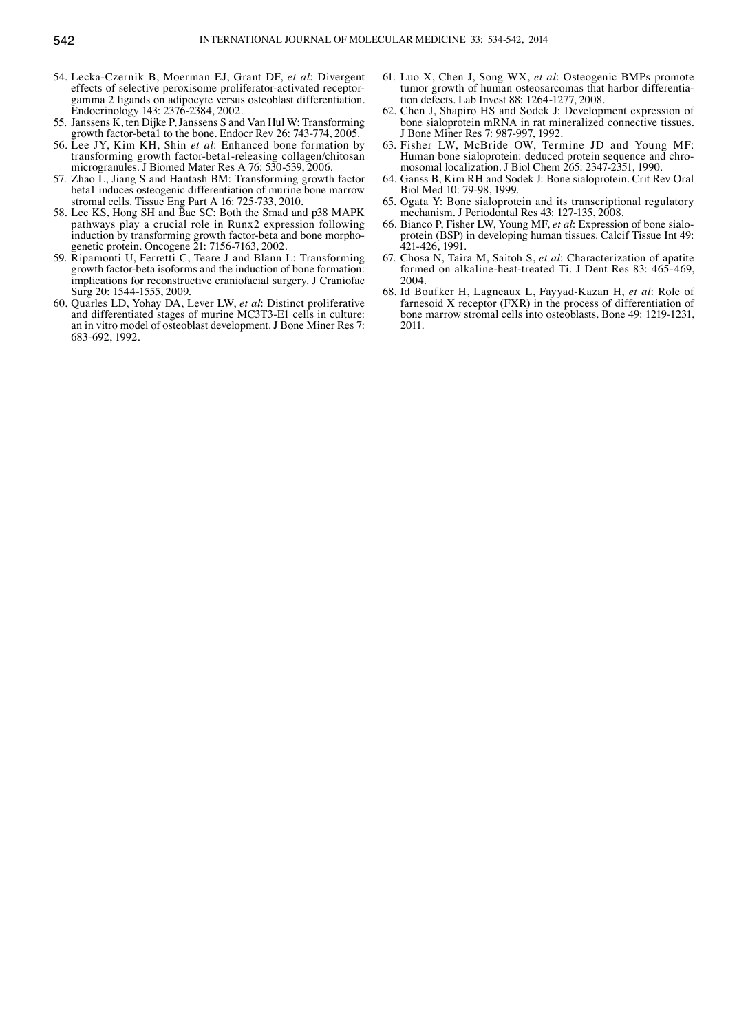54. Lecka-Czernik B, Moerman EJ, Grant DF, *et al*: Divergent effects of selective peroxisome proliferator-activated receptor-gamma 2 ligands on adipocyte versus osteoblast differentiation. Endocrinology 143: 2376-2384, 2002.
55. Janssens K, ten Dijke P, Janssens S and Van Hul W: Transforming growth factor-beta1 to the bone. Endocr Rev 26: 743-774, 2005.
56. Lee JY, Kim KH, Shin *et al*: Enhanced bone formation by transforming growth factor-beta1-releasing collagen/chitosan microgranules. J Biomed Mater Res A 76: 530-539, 2006.
57. Zhao L, Jiang S and Hantash BM: Transforming growth factor beta1 induces osteogenic differentiation of murine bone marrow stromal cells. Tissue Eng Part A 16: 725-733, 2010.
58. Lee KS, Hong SH and Bae SC: Both the Smad and p38 MAPK pathways play a crucial role in Runx2 expression following induction by transforming growth factor-beta and bone morphogenetic protein. Oncogene 21: 7156-7163, 2002.
59. Ripamonti U, Ferretti C, Teare J and Blann L: Transforming growth factor-beta isoforms and the induction of bone formation: implications for reconstructive craniofacial surgery. J Craniofac Surg 20: 1544-1555, 2009.
60. Quarles LD, Yohay DA, Lever LW, *et al*: Distinct proliferative and differentiated stages of murine MC3T3-E1 cells in culture: an in vitro model of osteoblast development. J Bone Miner Res 7: 683-692, 1992.
61. Luo X, Chen J, Song WX, *et al*: Osteogenic BMPs promote tumor growth of human osteosarcomas that harbor differentiation defects. Lab Invest 88: 1264-1277, 2008.
62. Chen J, Shapiro HS and Sodek J: Development expression of bone sialoprotein mRNA in rat mineralized connective tissues. J Bone Miner Res 7: 987-997, 1992.
63. Fisher LW, McBride OW, Termine JD and Young MF: Human bone sialoprotein: deduced protein sequence and chromosomal localization. J Biol Chem 265: 2347-2351, 1990.
64. Ganss B, Kim RH and Sodek J: Bone sialoprotein. Crit Rev Oral Biol Med 10: 79-98, 1999.
65. Ogata Y: Bone sialoprotein and its transcriptional regulatory mechanism. J Periodontal Res 43: 127-135, 2008.
66. Bianco P, Fisher LW, Young MF, *et al*: Expression of bone sialoprotein (BSP) in developing human tissues. Calcif Tissue Int 49: 421-426, 1991.
67. Chosa N, Taira M, Saitoh S, *et al*: Characterization of apatite formed on alkaline-heat-treated Ti. J Dent Res 83: 465-469, 2004.
68. Id Boufker H, Lagneaux L, Fayyad-Kazan H, *et al*: Role of farnesoid X receptor (FXR) in the process of differentiation of bone marrow stromal cells into osteoblasts. Bone 49: 1219-1231, 2011.